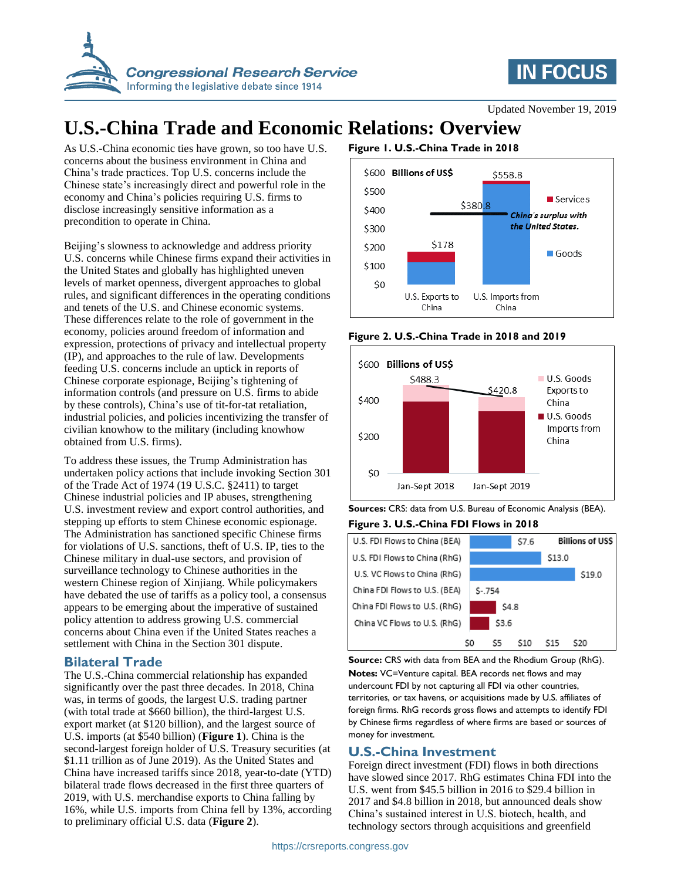# U.S.-China Trade and Economic Relations: Overview

Updated November 19, 2019

As U.S.-China economic ties have grown, so too have U.S. concerns about the business environment in China and China's trade practices. Top U.S. concerns include the Chinese state's increasingly direct and powerful role in the economy and China's policies requiring U.S. firms to disclose increasingly sensitive information as a precondition to operate in China.

Beijing's slowness to acknowledge and address priority U.S. concerns while Chinese firms expand their activities in the United States and globally has highlighted uneven levels of market openness, divergent approaches to global rules, and significant differences in the operating conditions and tenets of the U.S. and Chinese economic systems. These differences relate to the role of government in the economy, policies around freedom of information and expression, protections of privacy and intellectual property (IP), and approaches to the rule of law. Developments feeding U.S. concerns include an uptick in reports of Chinese corporate espionage, Beijing's tightening of information controls (and pressure on U.S. firms to abide by these controls), China's use of tit-for-tat retaliation, industrial policies, and policies incentivizing the transfer of civilian knowhow to the military (including knowhow obtained from U.S. firms).

To address these issues, the Trump Administration has undertaken policy actions that include invoking Section 301 of the Trade Act of 1974 (19 U.S.C. §2411) to target Chinese industrial policies and IP abuses, strengthening U.S. investment review and export control authorities, and stepping up efforts to stem Chinese economic espionage. The Administration has sanctioned specific Chinese firms for violations of U.S. sanctions, theft of U.S. IP, ties to the Chinese military in dual-use sectors, and provision of surveillance technology to Chinese authorities in the western Chinese region of Xinjiang. While policymakers have debated the use of tariffs as a policy tool, a consensus appears to be emerging about the imperative of sustained policy attention to address growing U.S. commercial concerns about China even if the United States reaches a settlement with China in the Section 301 dispute.

## Bilateral Trade

The U.S.-China commercial relationship has expanded significantly over the past three decades. In 2018, China was, in terms of goods, the largest U.S. trading partner (with total trade at $660 billion), the third-largest U.S. export market (at $120 billion), and the largest source of U.S. imports (at $540 billion) (**Figure 1**). China is the second-largest foreign holder of U.S. Treasury securities (at $1.11 trillion as of June 2019). As the United States and China have increased tariffs since 2018, year-to-date (YTD) bilateral trade flows decreased in the first three quarters of 2019, with U.S. merchandise exports to China falling by 16%, while U.S. imports from China fell by 13%, according to preliminary official U.S. data (**Figure 2**).

**Figure 1. U.S.-China Trade in 2018**

Billions of US$

| | U.S. Exports to China | U.S. Imports from China |
|---|---|---|
| Total (Goods + Services) | $178 | $558.8 |

China's surplus with the United States: $380.8

**Figure 2. U.S.-China Trade in 2018 and 2019**

Billions of US$

| | Jan-Sept 2018 | Jan-Sept 2019 |
|---|---|---|
| Total (U.S. Goods Exports to China + U.S. Goods Imports from China) | $488.3 | $420.8 |

**Sources:** CRS: data from U.S. Bureau of Economic Analysis (BEA).

**Figure 3. U.S.-China FDI Flows in 2018**

| Billions of US$ | |
|---|---|
| U.S. FDI Flows to China (BEA) | $7.6 |
| U.S. FDI Flows to China (RhG) | $13.0 |
| U.S. VC Flows to China (RhG) | $19.0 |
| China FDI Flows to U.S. (BEA) | $-.754 |
| China FDI Flows to U.S. (RhG) | $4.8 |
| China VC Flows to U.S. (RhG) | $3.6 |

**Source:** CRS with data from BEA and the Rhodium Group (RhG).

**Notes:** VC=Venture capital. BEA records net flows and may undercount FDI by not capturing all FDI via other countries, territories, or tax havens, or acquisitions made by U.S. affiliates of foreign firms. RhG records gross flows and attempts to identify FDI by Chinese firms regardless of where firms are based or sources of money for investment.

## U.S.-China Investment

Foreign direct investment (FDI) flows in both directions have slowed since 2017. RhG estimates China FDI into the U.S. went from $45.5 billion in 2016 to $29.4 billion in 2017 and $4.8 billion in 2018, but announced deals show China's sustained interest in U.S. biotech, health, and technology sectors through acquisitions and greenfield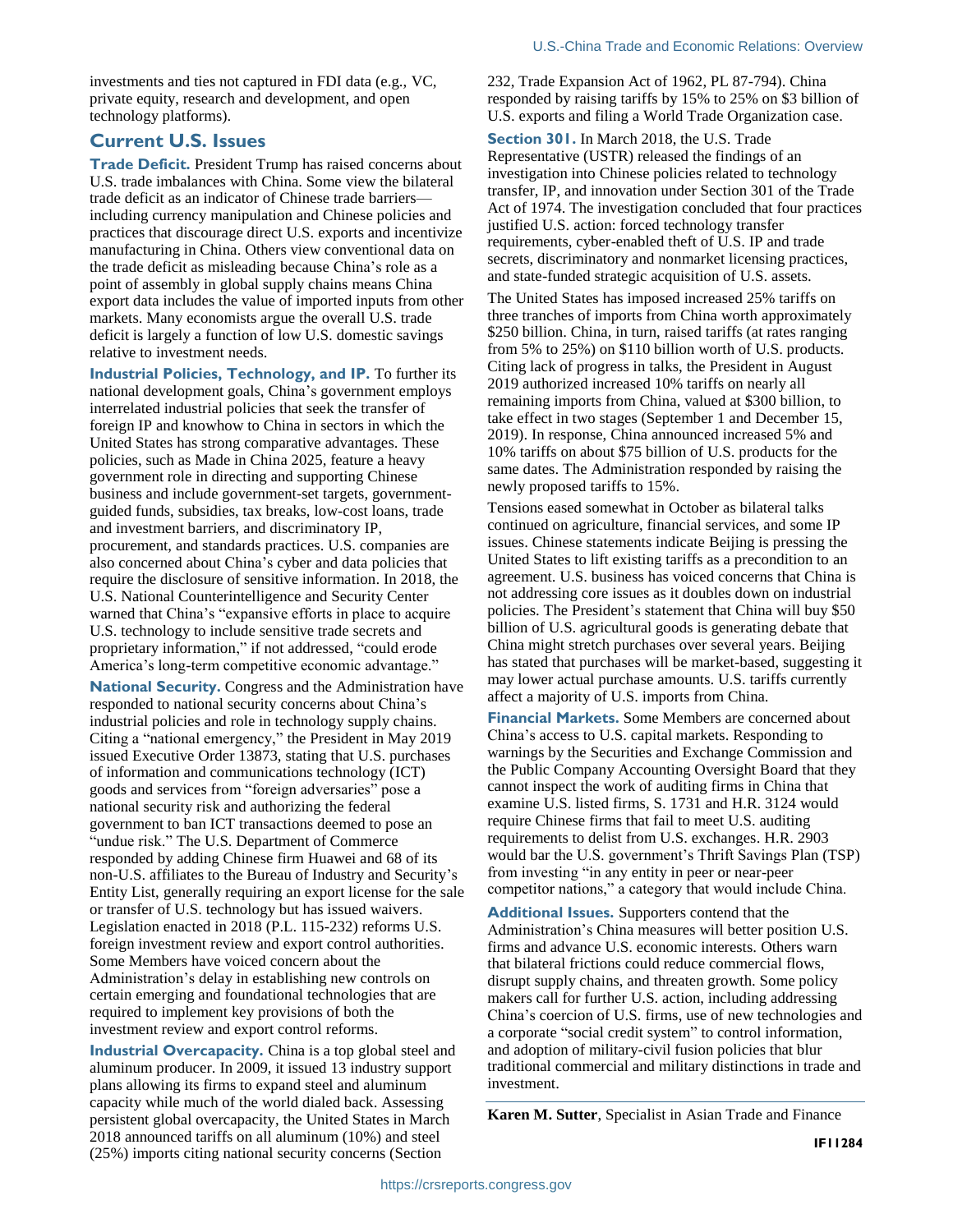investments and ties not captured in FDI data (e.g., VC, private equity, research and development, and open technology platforms).

## Current U.S. Issues

**Trade Deficit.** President Trump has raised concerns about U.S. trade imbalances with China. Some view the bilateral trade deficit as an indicator of Chinese trade barriers—including currency manipulation and Chinese policies and practices that discourage direct U.S. exports and incentivize manufacturing in China. Others view conventional data on the trade deficit as misleading because China's role as a point of assembly in global supply chains means China export data includes the value of imported inputs from other markets. Many economists argue the overall U.S. trade deficit is largely a function of low U.S. domestic savings relative to investment needs.

**Industrial Policies, Technology, and IP.** To further its national development goals, China's government employs interrelated industrial policies that seek the transfer of foreign IP and knowhow to China in sectors in which the United States has strong comparative advantages. These policies, such as Made in China 2025, feature a heavy government role in directing and supporting Chinese business and include government-set targets, government-guided funds, subsidies, tax breaks, low-cost loans, trade and investment barriers, and discriminatory IP, procurement, and standards practices. U.S. companies are also concerned about China's cyber and data policies that require the disclosure of sensitive information. In 2018, the U.S. National Counterintelligence and Security Center warned that China's "expansive efforts in place to acquire U.S. technology to include sensitive trade secrets and proprietary information," if not addressed, "could erode America's long-term competitive economic advantage."

**National Security.** Congress and the Administration have responded to national security concerns about China's industrial policies and role in technology supply chains. Citing a "national emergency," the President in May 2019 issued Executive Order 13873, stating that U.S. purchases of information and communications technology (ICT) goods and services from "foreign adversaries" pose a national security risk and authorizing the federal government to ban ICT transactions deemed to pose an "undue risk." The U.S. Department of Commerce responded by adding Chinese firm Huawei and 68 of its non-U.S. affiliates to the Bureau of Industry and Security's Entity List, generally requiring an export license for the sale or transfer of U.S. technology but has issued waivers. Legislation enacted in 2018 (P.L. 115-232) reforms U.S. foreign investment review and export control authorities. Some Members have voiced concern about the Administration's delay in establishing new controls on certain emerging and foundational technologies that are required to implement key provisions of both the investment review and export control reforms.

**Industrial Overcapacity.** China is a top global steel and aluminum producer. In 2009, it issued 13 industry support plans allowing its firms to expand steel and aluminum capacity while much of the world dialed back. Assessing persistent global overcapacity, the United States in March 2018 announced tariffs on all aluminum (10%) and steel (25%) imports citing national security concerns (Section 232, Trade Expansion Act of 1962, PL 87-794). China responded by raising tariffs by 15% to 25% on $3 billion of U.S. exports and filing a World Trade Organization case.

**Section 301.** In March 2018, the U.S. Trade Representative (USTR) released the findings of an investigation into Chinese policies related to technology transfer, IP, and innovation under Section 301 of the Trade Act of 1974. The investigation concluded that four practices justified U.S. action: forced technology transfer requirements, cyber-enabled theft of U.S. IP and trade secrets, discriminatory and nonmarket licensing practices, and state-funded strategic acquisition of U.S. assets.

The United States has imposed increased 25% tariffs on three tranches of imports from China worth approximately $250 billion. China, in turn, raised tariffs (at rates ranging from 5% to 25%) on $110 billion worth of U.S. products. Citing lack of progress in talks, the President in August 2019 authorized increased 10% tariffs on nearly all remaining imports from China, valued at $300 billion, to take effect in two stages (September 1 and December 15, 2019). In response, China announced increased 5% and 10% tariffs on about $75 billion of U.S. products for the same dates. The Administration responded by raising the newly proposed tariffs to 15%.

Tensions eased somewhat in October as bilateral talks continued on agriculture, financial services, and some IP issues. Chinese statements indicate Beijing is pressing the United States to lift existing tariffs as a precondition to an agreement. U.S. business has voiced concerns that China is not addressing core issues as it doubles down on industrial policies. The President's statement that China will buy $50 billion of U.S. agricultural goods is generating debate that China might stretch purchases over several years. Beijing has stated that purchases will be market-based, suggesting it may lower actual purchase amounts. U.S. tariffs currently affect a majority of U.S. imports from China.

**Financial Markets.** Some Members are concerned about China's access to U.S. capital markets. Responding to warnings by the Securities and Exchange Commission and the Public Company Accounting Oversight Board that they cannot inspect the work of auditing firms in China that examine U.S. listed firms, S. 1731 and H.R. 3124 would require Chinese firms that fail to meet U.S. auditing requirements to delist from U.S. exchanges. H.R. 2903 would bar the U.S. government's Thrift Savings Plan (TSP) from investing "in any entity in peer or near-peer competitor nations," a category that would include China.

**Additional Issues.** Supporters contend that the Administration's China measures will better position U.S. firms and advance U.S. economic interests. Others warn that bilateral frictions could reduce commercial flows, disrupt supply chains, and threaten growth. Some policy makers call for further U.S. action, including addressing China's coercion of U.S. firms, use of new technologies and a corporate "social credit system" to control information, and adoption of military-civil fusion policies that blur traditional commercial and military distinctions in trade and investment.

**Karen M. Sutter**, Specialist in Asian Trade and Finance

IF11284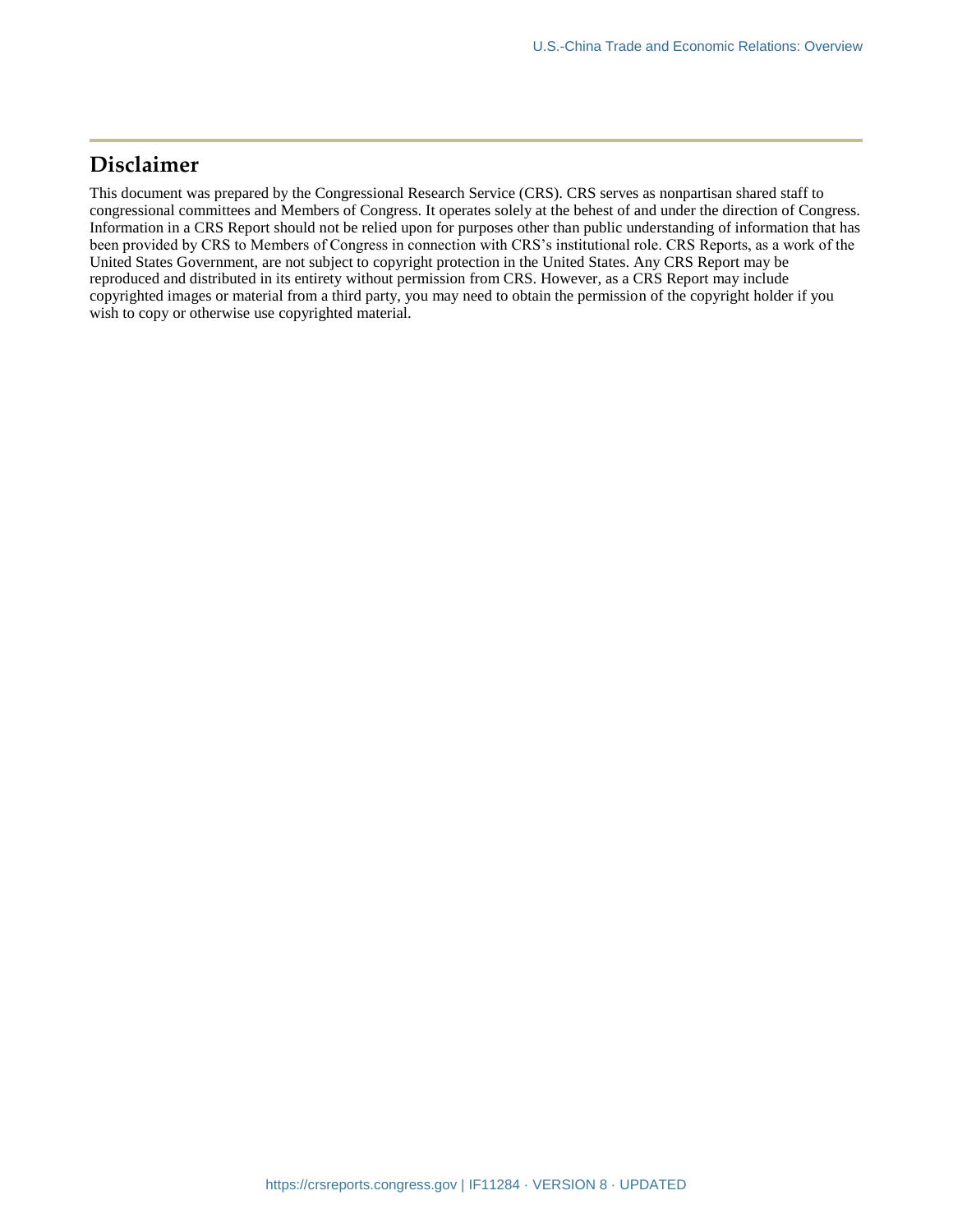## Disclaimer

This document was prepared by the Congressional Research Service (CRS). CRS serves as nonpartisan shared staff to congressional committees and Members of Congress. It operates solely at the behest of and under the direction of Congress. Information in a CRS Report should not be relied upon for purposes other than public understanding of information that has been provided by CRS to Members of Congress in connection with CRS's institutional role. CRS Reports, as a work of the United States Government, are not subject to copyright protection in the United States. Any CRS Report may be reproduced and distributed in its entirety without permission from CRS. However, as a CRS Report may include copyrighted images or material from a third party, you may need to obtain the permission of the copyright holder if you wish to copy or otherwise use copyrighted material.